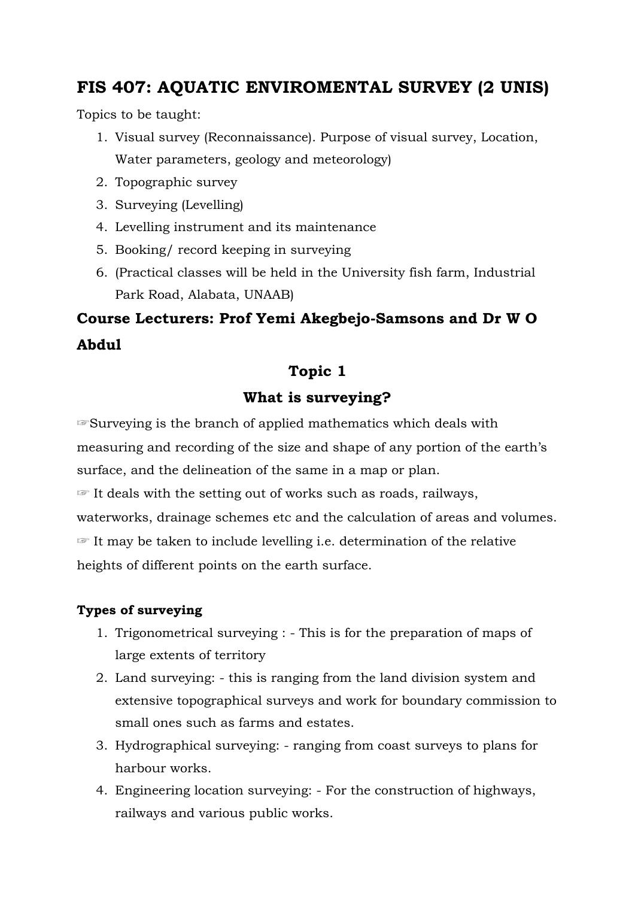# FIS 407: AQUATIC ENVIROMENTAL SURVEY (2 UNIS)

Topics to be taught:

1. Visual survey (Reconnaissance). Purpose of visual survey, Location, Water parameters, geology and meteorology)
2. Topographic survey
3. Surveying (Levelling)
4. Levelling instrument and its maintenance
5. Booking/ record keeping in surveying
6. (Practical classes will be held in the University fish farm, Industrial Park Road, Alabata, UNAAB)

## Course Lecturers: Prof Yemi Akegbejo-Samsons and Dr W O Abdul

## Topic 1

## What is surveying?

☞Surveying is the branch of applied mathematics which deals with measuring and recording of the size and shape of any portion of the earth's surface, and the delineation of the same in a map or plan.

☞ It deals with the setting out of works such as roads, railways, waterworks, drainage schemes etc and the calculation of areas and volumes.

☞ It may be taken to include levelling i.e. determination of the relative heights of different points on the earth surface.

### Types of surveying

1. Trigonometrical surveying : - This is for the preparation of maps of large extents of territory
2. Land surveying: - this is ranging from the land division system and extensive topographical surveys and work for boundary commission to small ones such as farms and estates.
3. Hydrographical surveying: - ranging from coast surveys to plans for harbour works.
4. Engineering location surveying: - For the construction of highways, railways and various public works.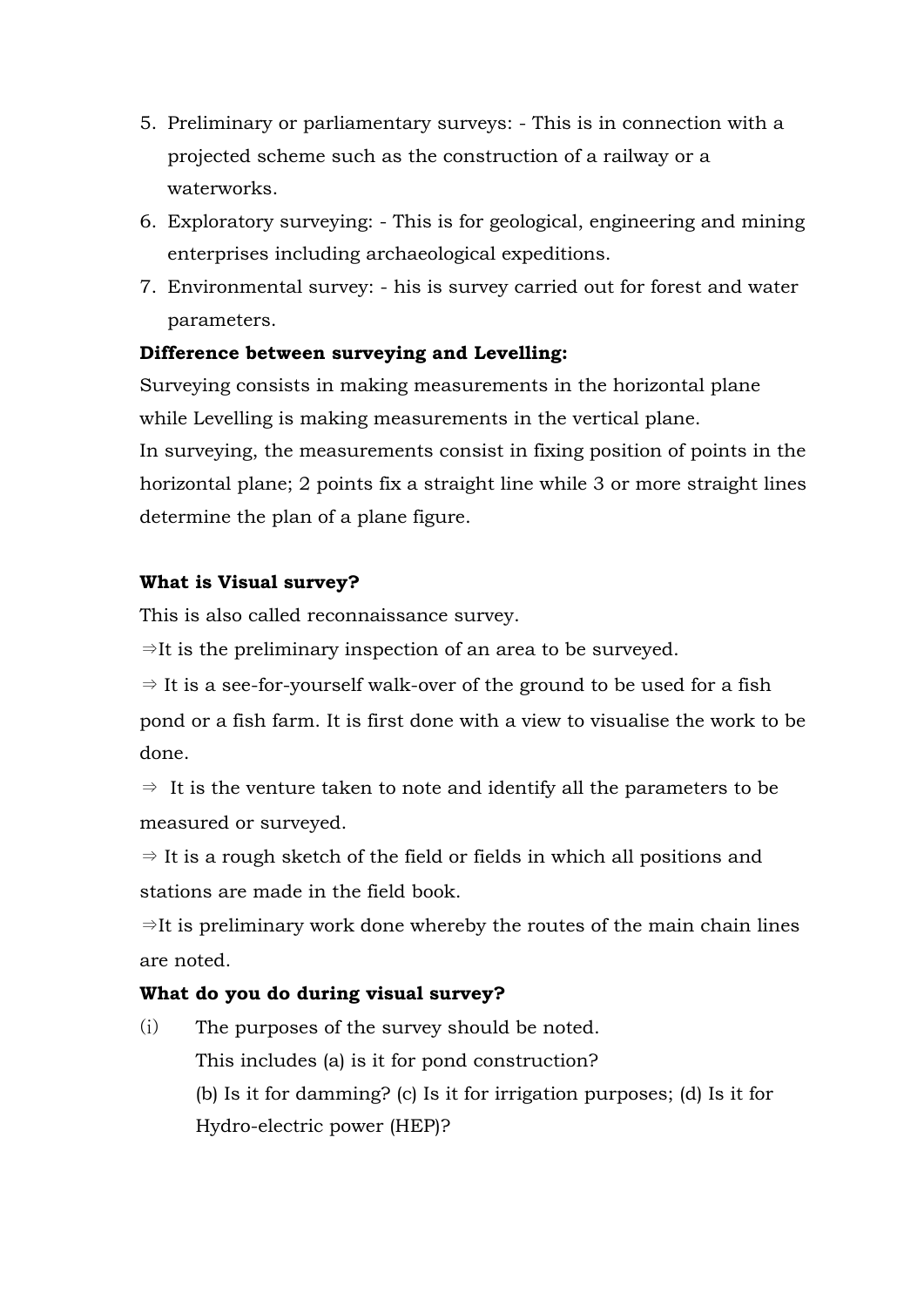5. Preliminary or parliamentary surveys: - This is in connection with a projected scheme such as the construction of a railway or a waterworks.
6. Exploratory surveying: - This is for geological, engineering and mining enterprises including archaeological expeditions.
7. Environmental survey: - his is survey carried out for forest and water parameters.

**Difference between surveying and Levelling:**

Surveying consists in making measurements in the horizontal plane while Levelling is making measurements in the vertical plane.

In surveying, the measurements consist in fixing position of points in the horizontal plane; 2 points fix a straight line while 3 or more straight lines determine the plan of a plane figure.

**What is Visual survey?**

This is also called reconnaissance survey.

⇒It is the preliminary inspection of an area to be surveyed.

⇒ It is a see-for-yourself walk-over of the ground to be used for a fish pond or a fish farm. It is first done with a view to visualise the work to be done.

⇒ It is the venture taken to note and identify all the parameters to be measured or surveyed.

⇒ It is a rough sketch of the field or fields in which all positions and stations are made in the field book.

⇒It is preliminary work done whereby the routes of the main chain lines are noted.

**What do you do during visual survey?**

(i) The purposes of the survey should be noted.
    This includes (a) is it for pond construction?
    (b) Is it for damming? (c) Is it for irrigation purposes; (d) Is it for Hydro-electric power (HEP)?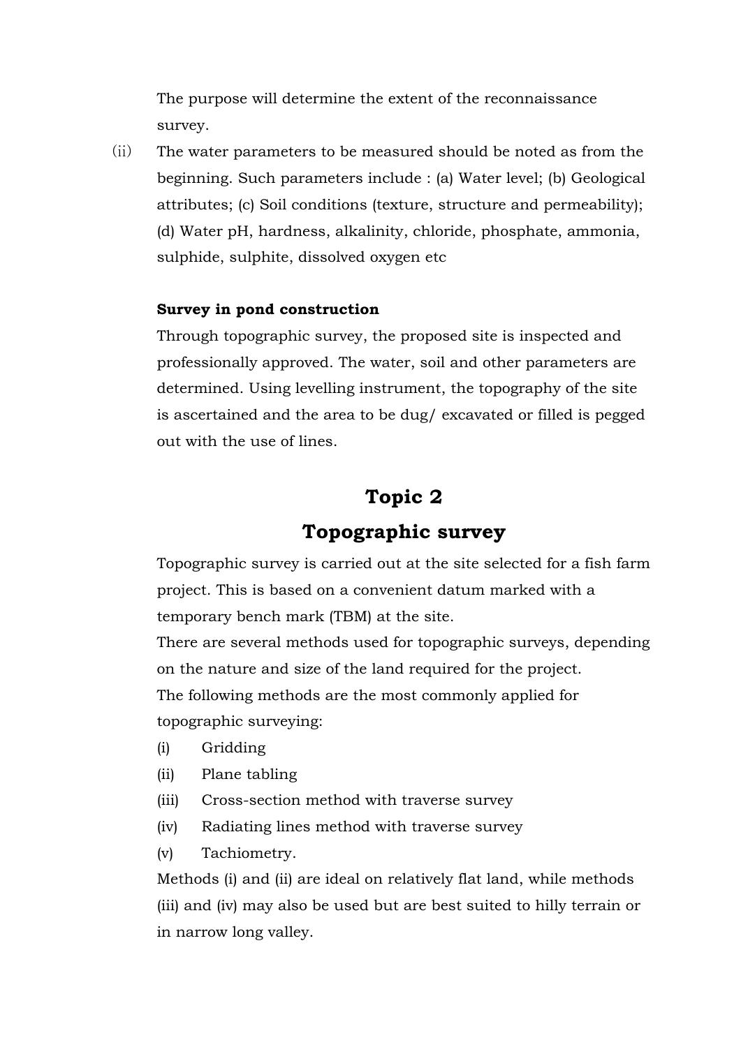The purpose will determine the extent of the reconnaissance survey.

(ii) The water parameters to be measured should be noted as from the beginning. Such parameters include : (a) Water level; (b) Geological attributes; (c) Soil conditions (texture, structure and permeability); (d) Water pH, hardness, alkalinity, chloride, phosphate, ammonia, sulphide, sulphite, dissolved oxygen etc

**Survey in pond construction**

Through topographic survey, the proposed site is inspected and professionally approved. The water, soil and other parameters are determined. Using levelling instrument, the topography of the site is ascertained and the area to be dug/ excavated or filled is pegged out with the use of lines.

# Topic 2

# Topographic survey

Topographic survey is carried out at the site selected for a fish farm project. This is based on a convenient datum marked with a temporary bench mark (TBM) at the site.

There are several methods used for topographic surveys, depending on the nature and size of the land required for the project.

The following methods are the most commonly applied for topographic surveying:

(i) Gridding
(ii) Plane tabling
(iii) Cross-section method with traverse survey
(iv) Radiating lines method with traverse survey
(v) Tachiometry.

Methods (i) and (ii) are ideal on relatively flat land, while methods (iii) and (iv) may also be used but are best suited to hilly terrain or in narrow long valley.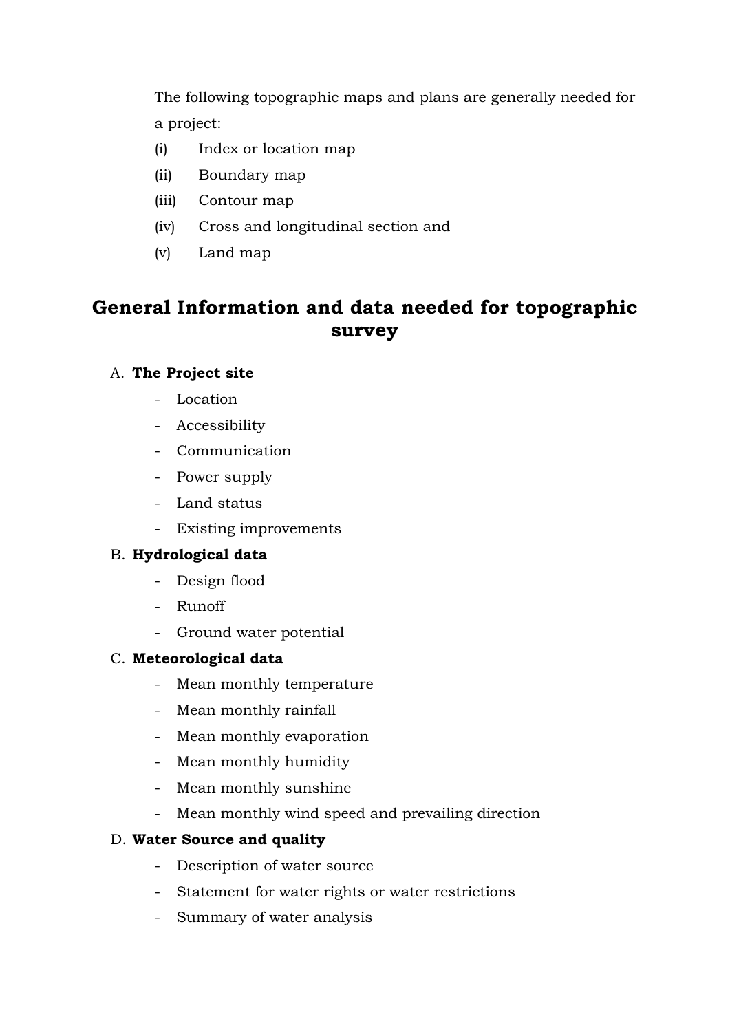The following topographic maps and plans are generally needed for a project:

(i) Index or location map

(ii) Boundary map

(iii) Contour map

(iv) Cross and longitudinal section and

(v) Land map

## General Information and data needed for topographic survey

A. **The Project site**

- Location
- Accessibility
- Communication
- Power supply
- Land status
- Existing improvements

B. **Hydrological data**

- Design flood
- Runoff
- Ground water potential

C. **Meteorological data**

- Mean monthly temperature
- Mean monthly rainfall
- Mean monthly evaporation
- Mean monthly humidity
- Mean monthly sunshine
- Mean monthly wind speed and prevailing direction

D. **Water Source and quality**

- Description of water source
- Statement for water rights or water restrictions
- Summary of water analysis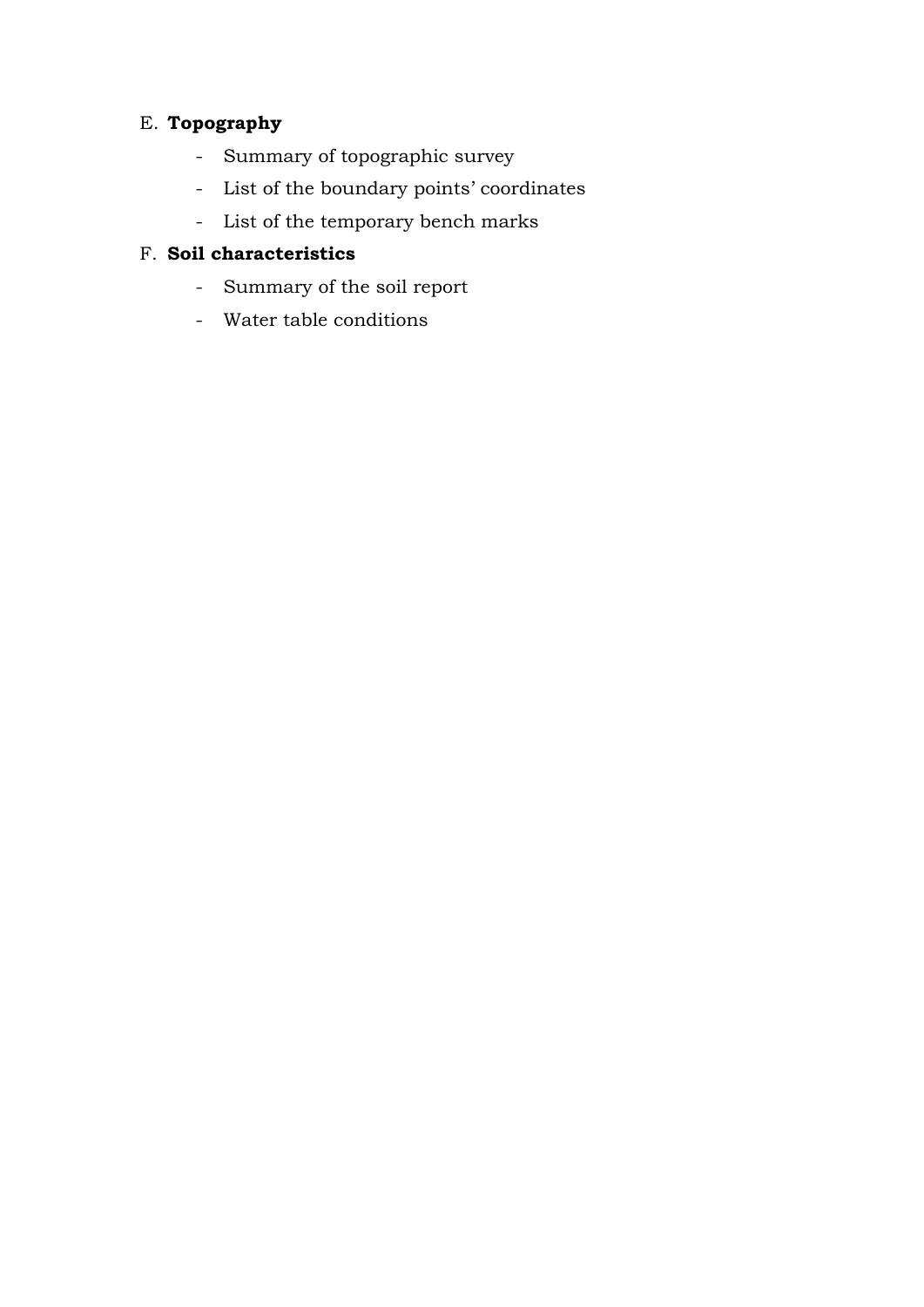E. **Topography**

- Summary of topographic survey
- List of the boundary points' coordinates
- List of the temporary bench marks

F. **Soil characteristics**

- Summary of the soil report
- Water table conditions